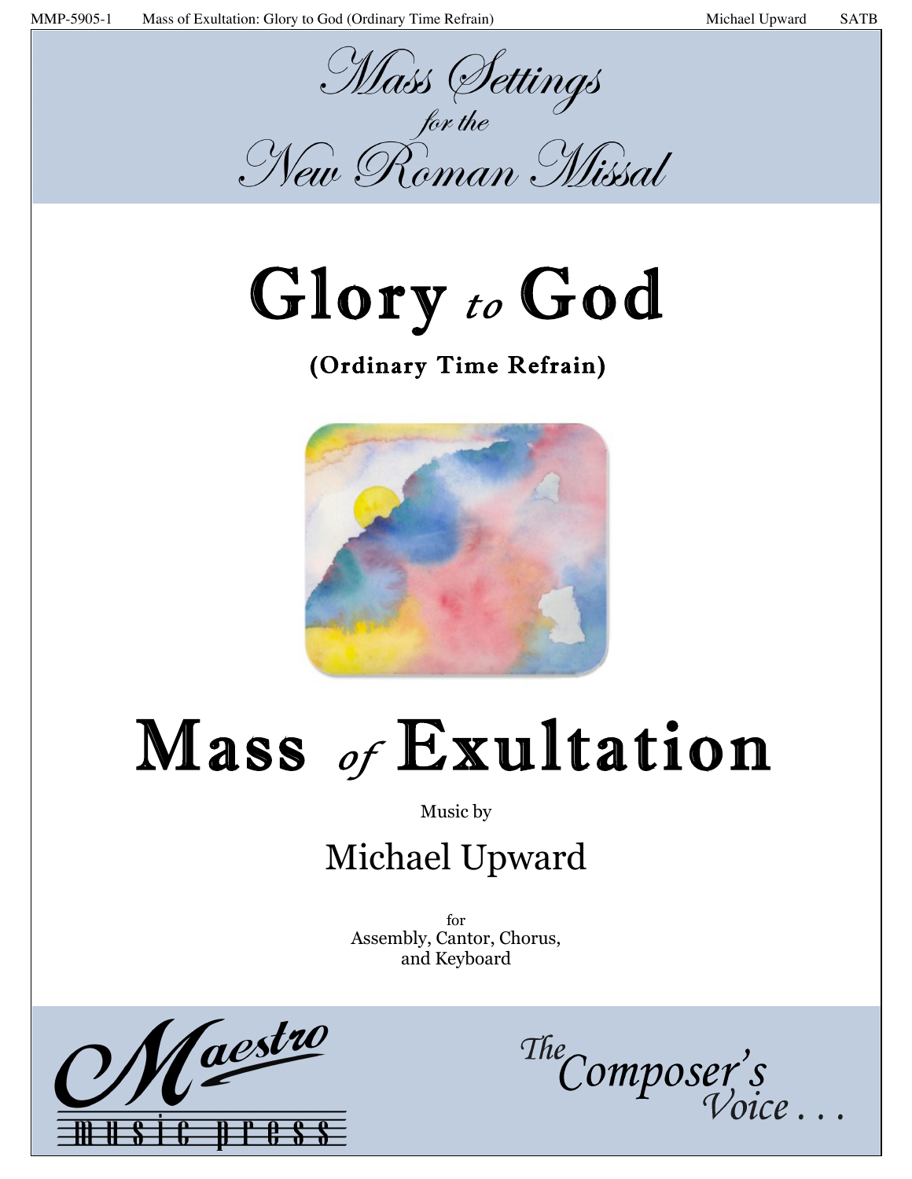*Mass Settings*
*for the*
*New Roman Missal*

# Glory *to* God

**(Ordinary Time Refrain)**

# Mass *of* Exultation

Music by

## Michael Upward

for
Assembly, Cantor, Chorus,
and Keyboard

Maestro music press

*The Composer's Voice . . .*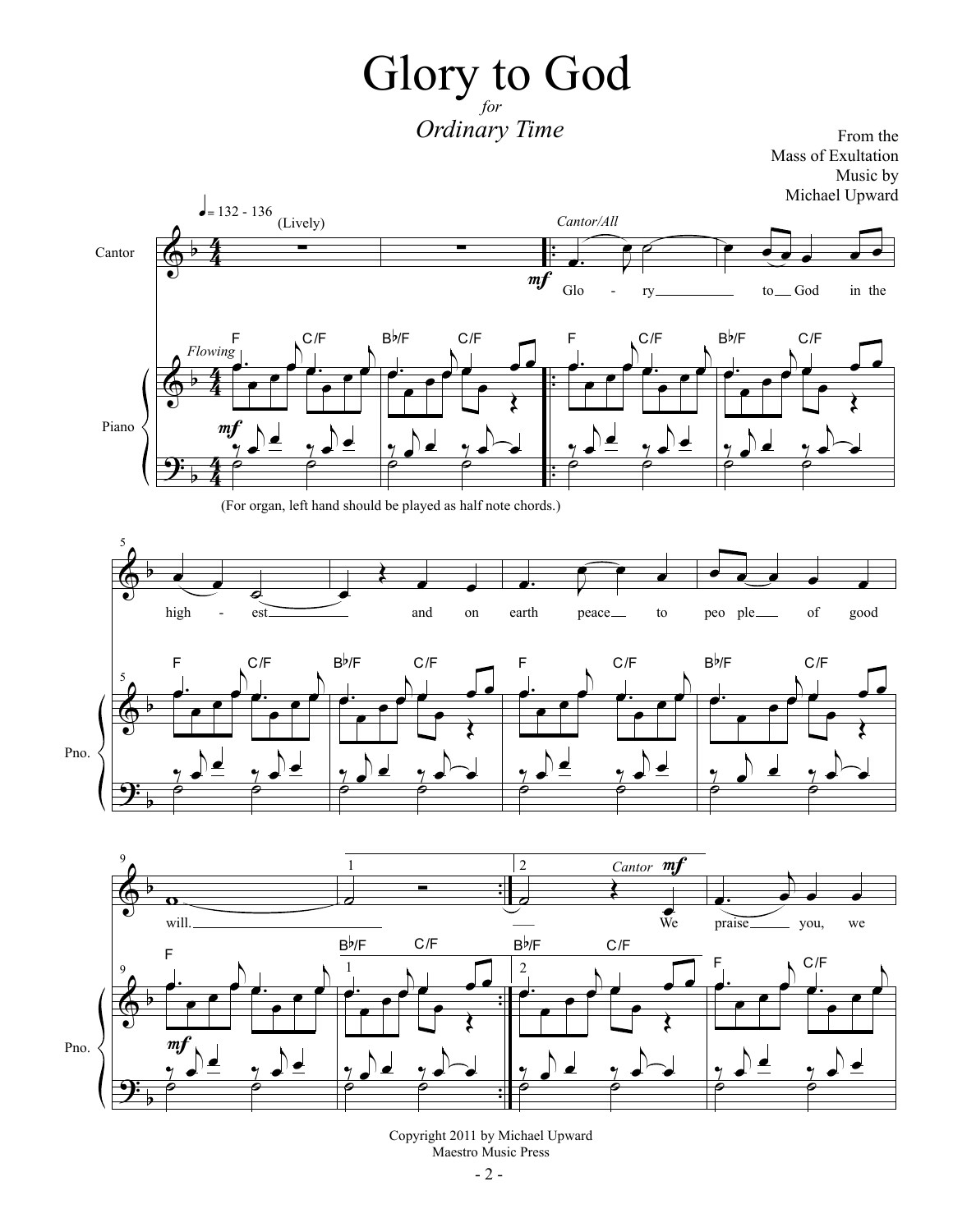# Glory to God

*for*

*Ordinary Time*

From the
Mass of Exultation
Music by
Michael Upward

(For organ, left hand should be played as half note chords.)

Copyright 2011 by Michael Upward
Maestro Music Press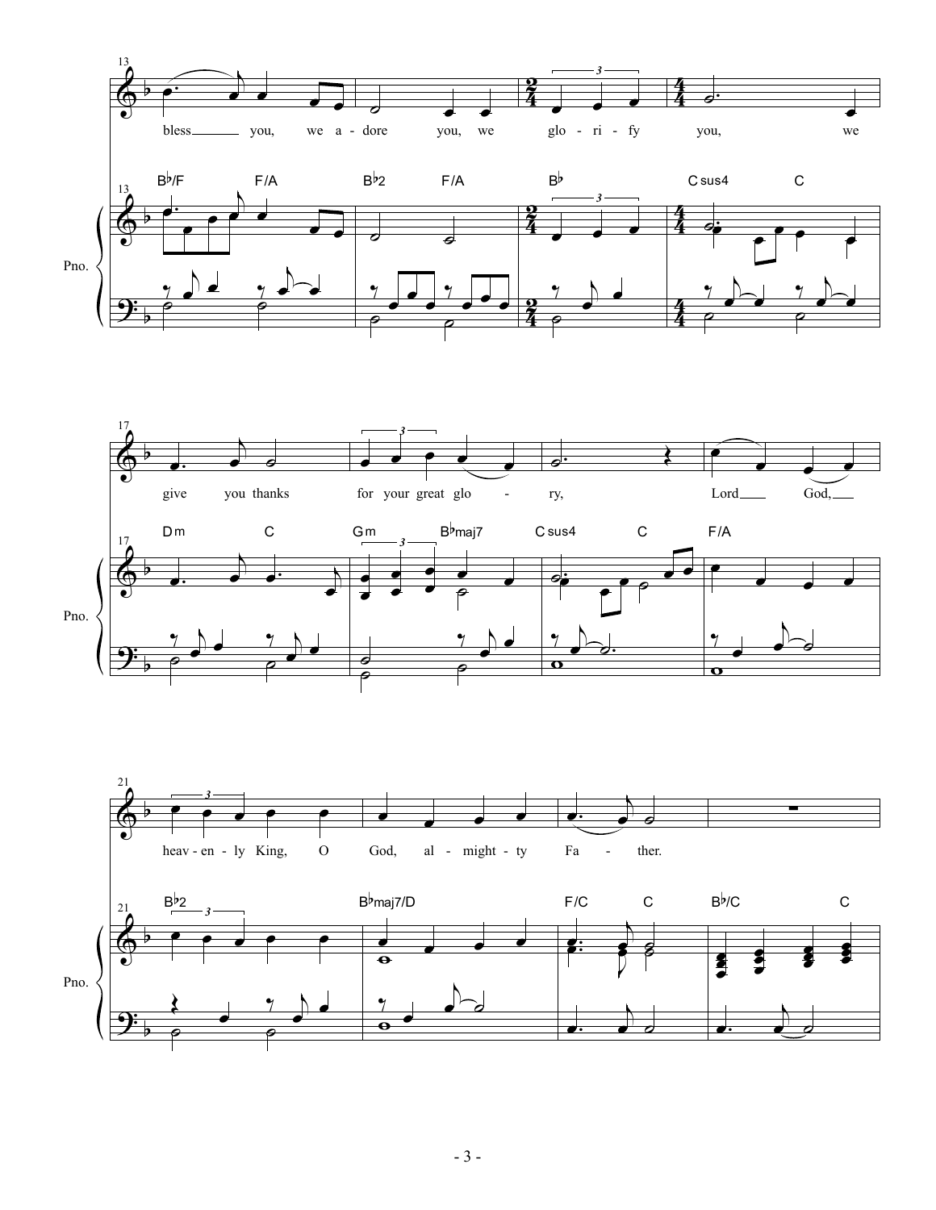bless you, we a - dore you, we glo - ri - fy you, we

B♭/F F/A B♭2 F/A B♭ Csus4 C

give you thanks for your great glo - ry, Lord God,

Dm C Gm B♭maj7 Csus4 C F/A

heav - en - ly King, O God, al - might - ty Fa - ther.

B♭2 B♭maj7/D F/C C B♭/C C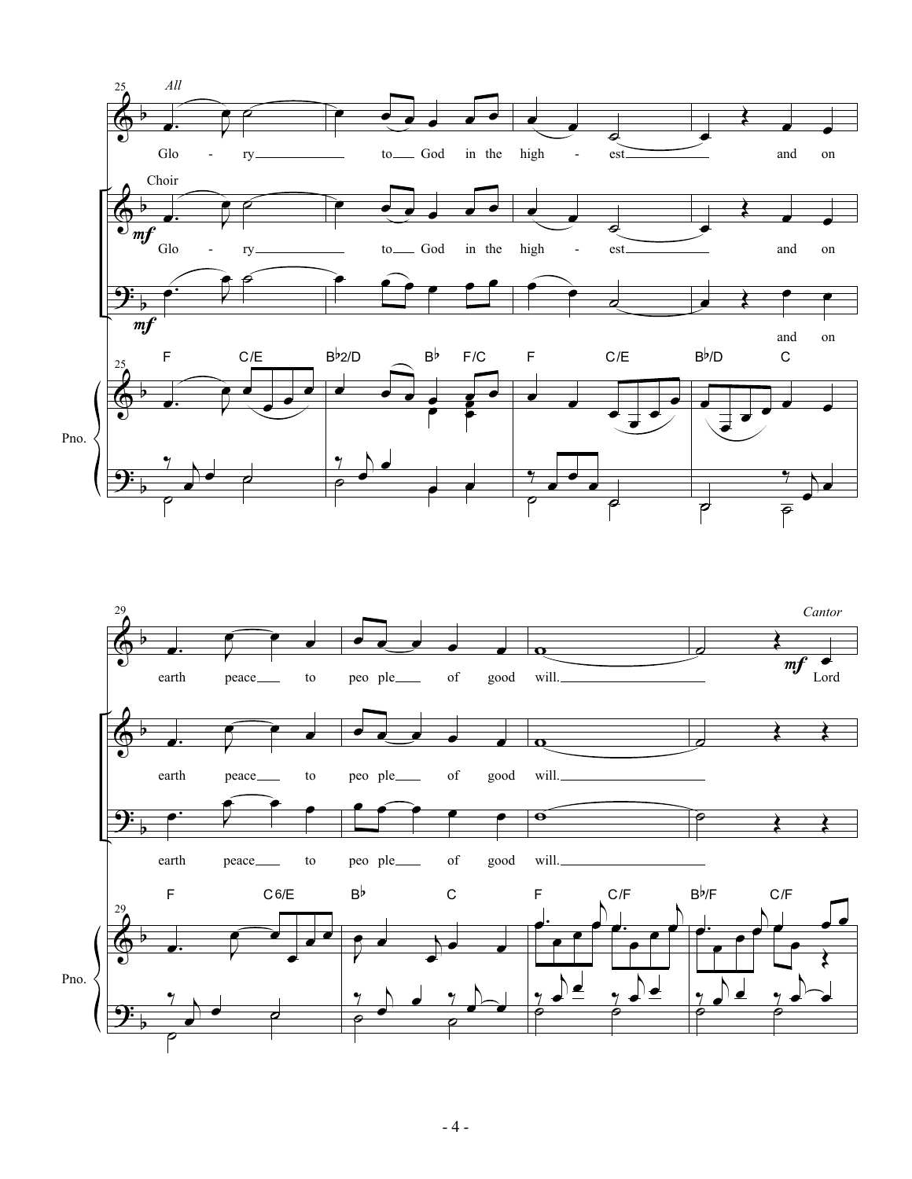*All*

Glory to God in the highest and on earth peace to people of good will.

*Choir*

Glory to God in the highest and on earth peace to people of good will.

*Cantor*

Lord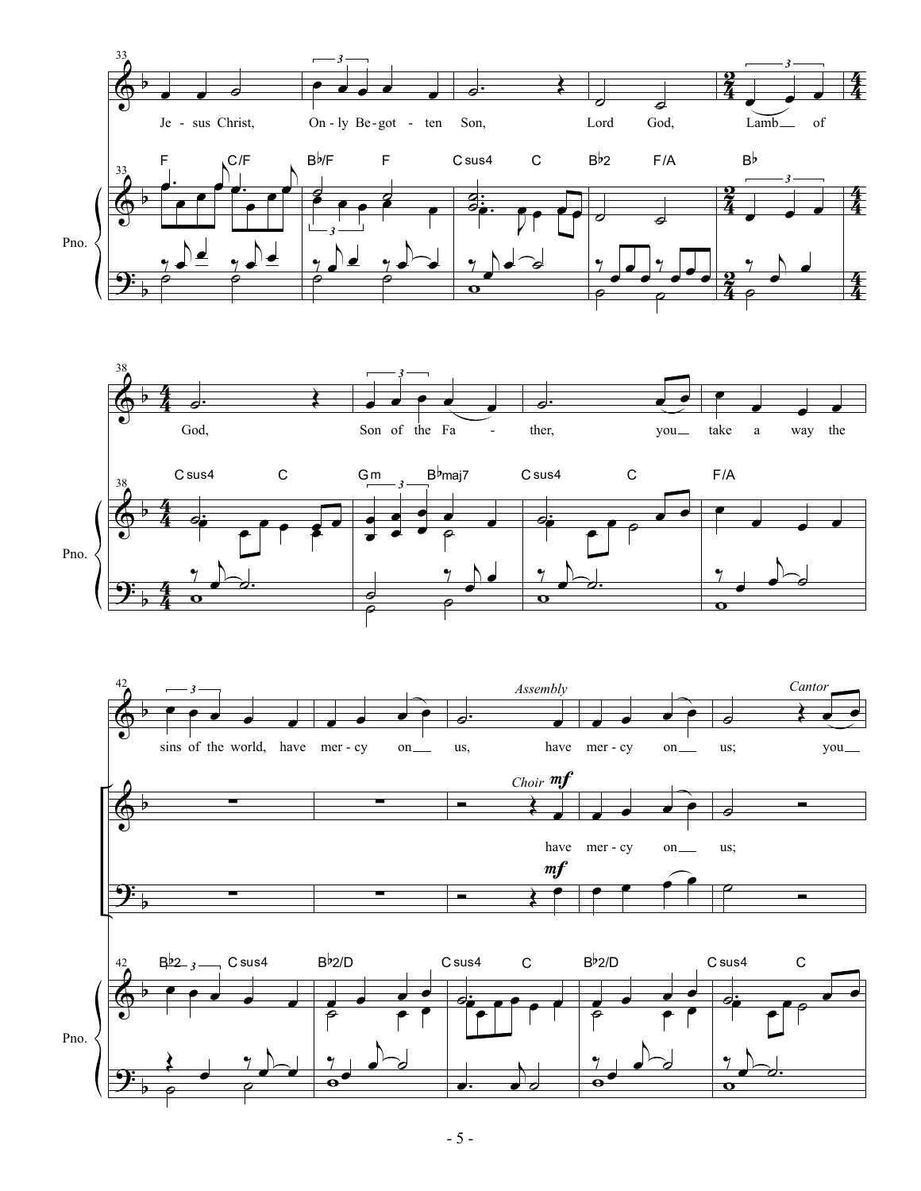33

Je - sus Christ, On - ly Be - got - ten Son, Lord God, Lamb of

Pno.

F C/F B♭/F F C sus4 C B♭2 F/A B♭

38

God, Son of the Fa - ther, you take a way the

C sus4 C Gm B♭maj7 C sus4 C F/A

42

sins of the world, have mer - cy on us, *Assembly* have mer - cy on us; *Cantor* you

*Choir* **mf**

have mer - cy on us;

**mf**

B♭2 C sus4 B♭2/D C sus4 C B♭2/D C sus4 C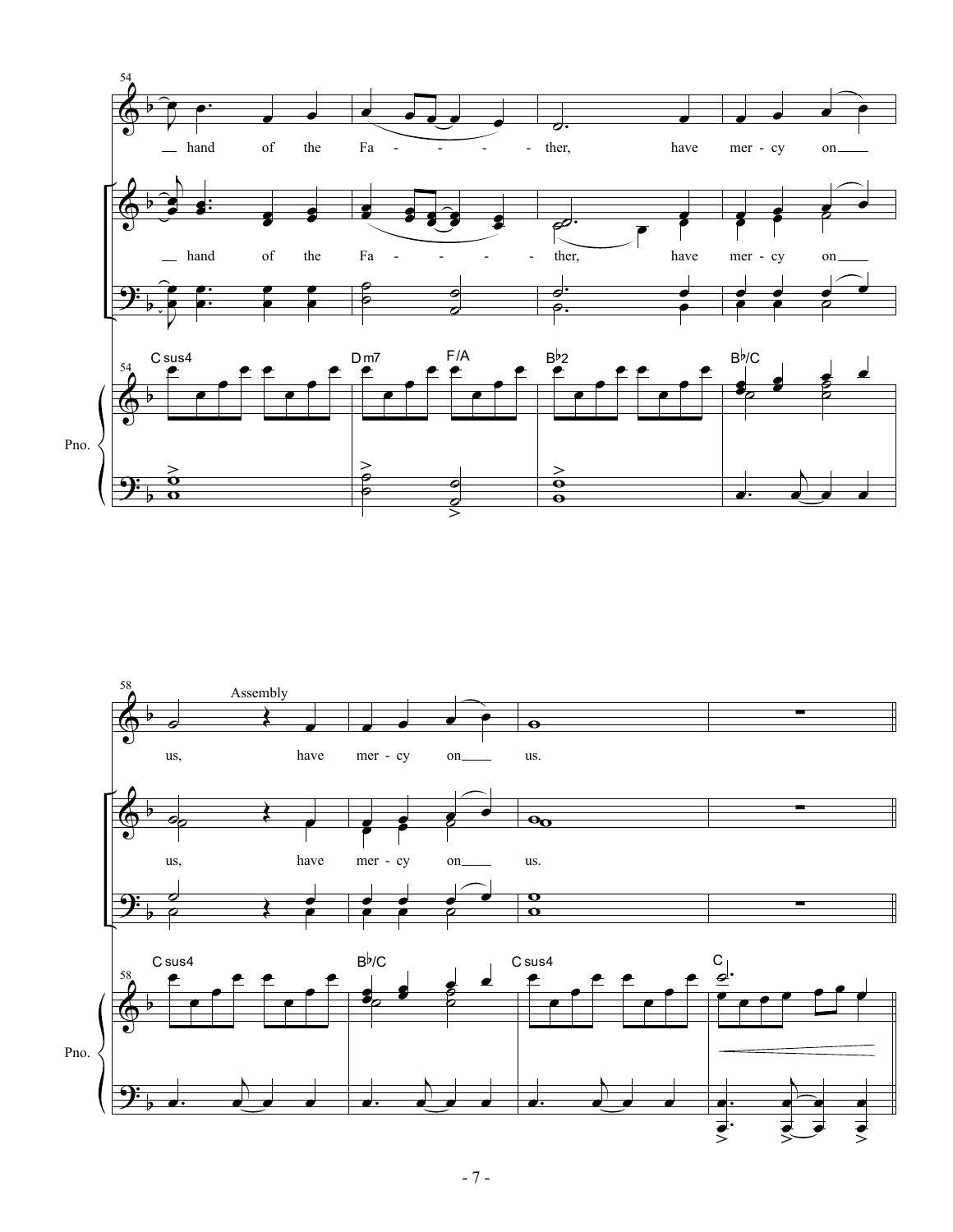54

hand of the Fa - - - - - ther, have mer - cy on

hand of the Fa - - - - - ther, have mer - cy on

C sus4 D m7 F/A B♭2 B♭/C

Pno.

58

Assembly

us, have mer - cy on us.

us, have mer - cy on us.

C sus4 B♭/C C sus4 C

Pno.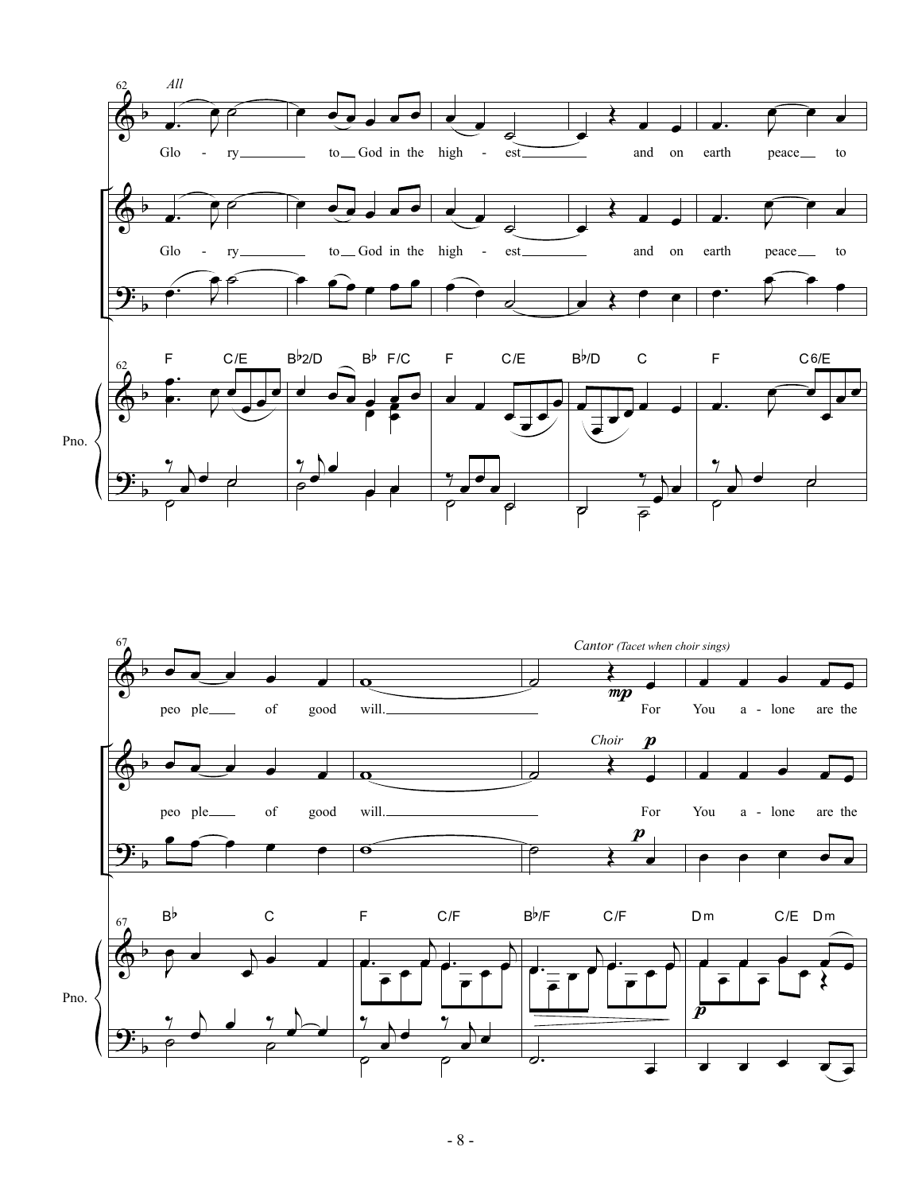62 *All*

Glo - ry to God in the high - est and on earth peace to

Glo - ry to God in the high - est and on earth peace to

Pno.

F C/E B♭2/D B♭ F/C F C/E B♭/D C F C6/E

67

peo ple of good will.

*Cantor (Tacet when choir sings)*

*mp*

For You a - lone are the

peo ple of good will.

*Choir* *p*

For You a - lone are the

*p*

Pno.

B♭ C F C/F B♭/F C/F Dm C/E Dm

*p*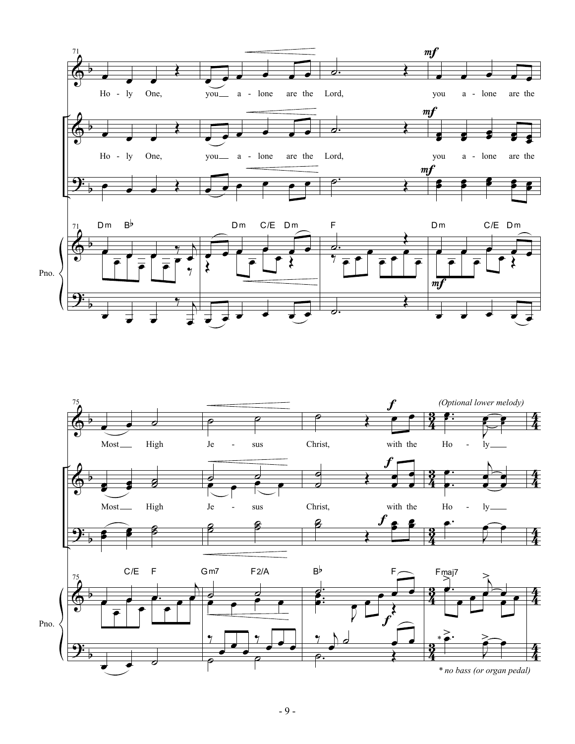71

Ho - ly One, you a - lone are the Lord, you a - lone are the

Ho - ly One, you a - lone are the Lord, you a - lone are the

Dm B♭ Dm C/E Dm F Dm C/E Dm

Pno.

75

*(Optional lower melody)*

Most High Je - sus Christ, with the Ho - ly

Most High Je - sus Christ, with the Ho - ly

C/E F Gm7 F2/A B♭ F Fmaj7

Pno.

*\* no bass (or organ pedal)*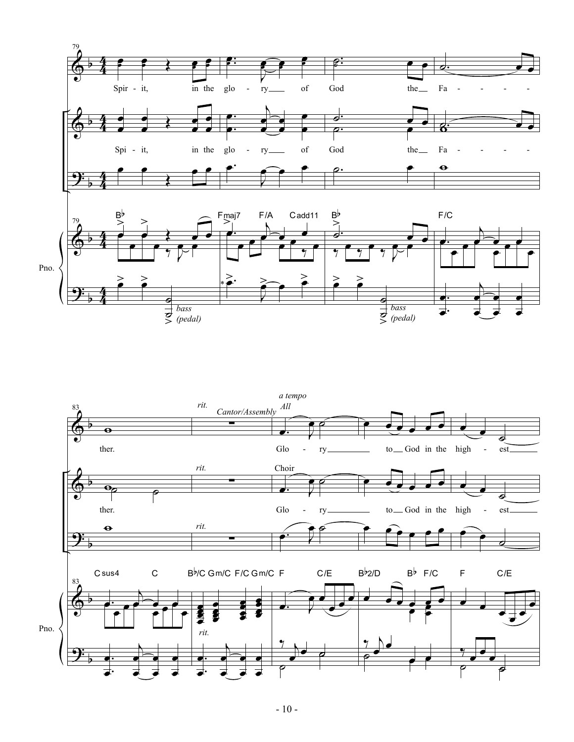79

Spir - it, in the glo - ry of God the Fa - - - - -

Spi - it, in the glo - ry of God the Fa - - - - -

B♭ Fmaj7 F/A Cadd11 B♭ F/C

Pno.

*bass (pedal)* *bass (pedal)*

83

*rit.* *a tempo*

Cantor/Assembly All

ther. Glo - ry to God in the high - est

*rit.*

Choir

ther. Glo - ry to God in the high - est

*rit.*

Csus4 C B♭/C Gm/C F/C Gm/C F C/E B♭2/D B♭ F/C F C/E

Pno.

*rit.*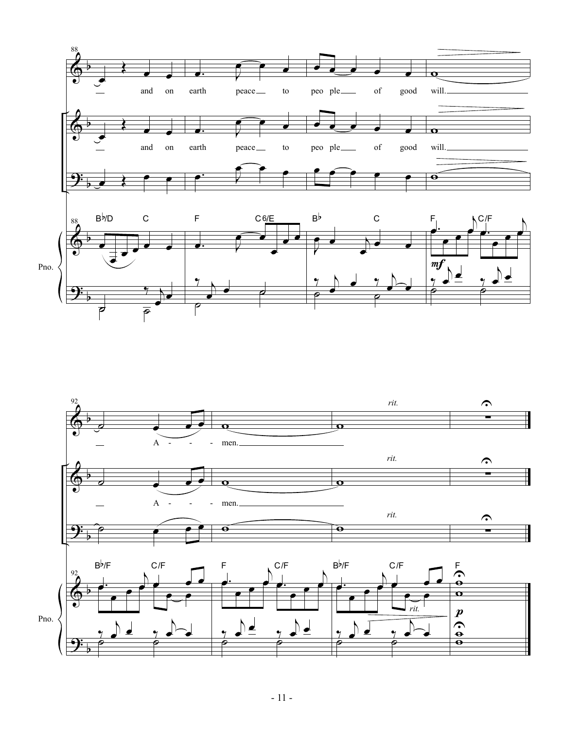and on earth peace to peo ple of good will.

A - - - men.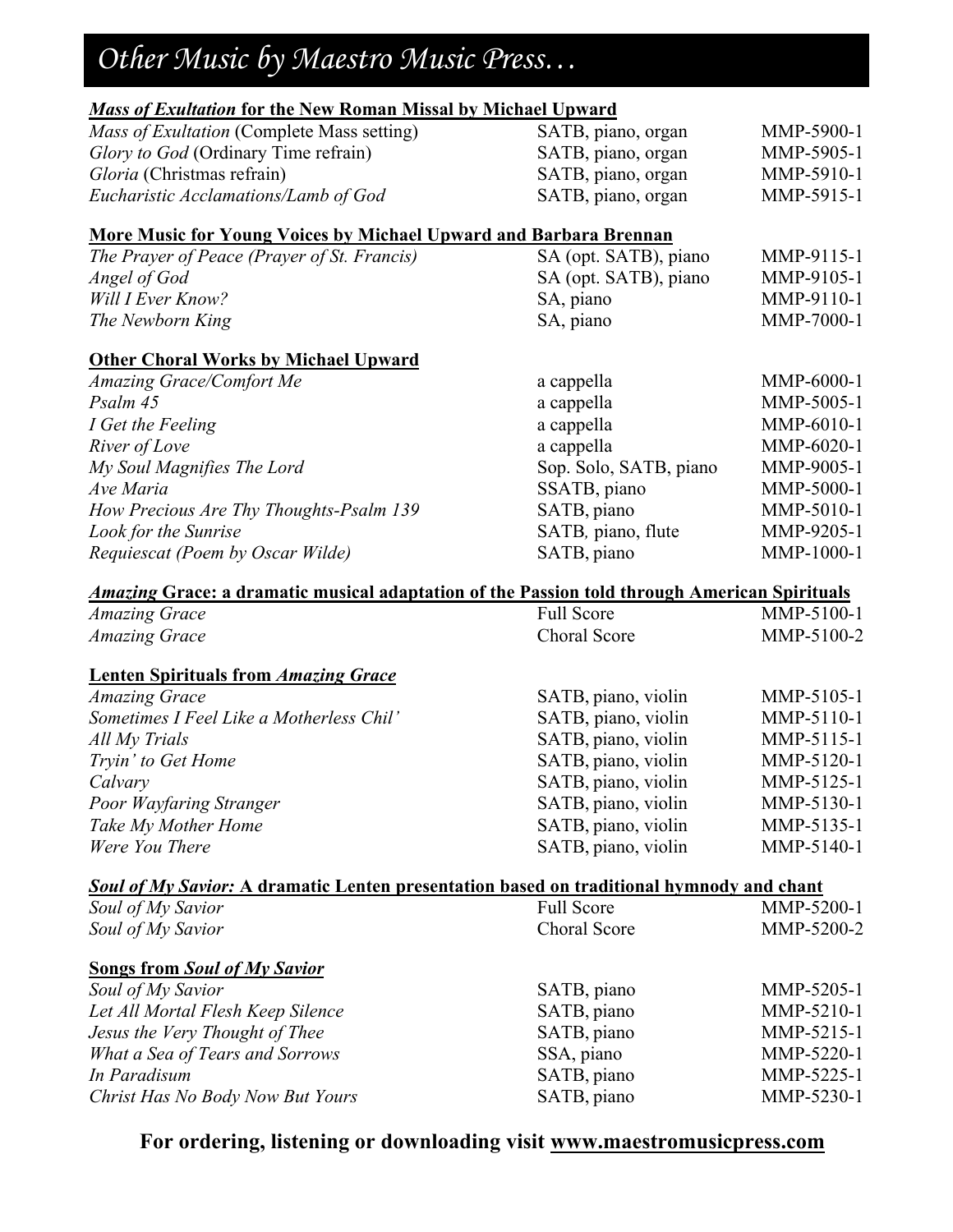# *Other Music by Maestro Music Press…*

***Mass of Exultation* for the New Roman Missal by Michael Upward**

| | | |
|---|---|---|
| *Mass of Exultation* (Complete Mass setting) | SATB, piano, organ | MMP-5900-1 |
| *Glory to God* (Ordinary Time refrain) | SATB, piano, organ | MMP-5905-1 |
| *Gloria* (Christmas refrain) | SATB, piano, organ | MMP-5910-1 |
| *Eucharistic Acclamations/Lamb of God* | SATB, piano, organ | MMP-5915-1 |

**More Music for Young Voices by Michael Upward and Barbara Brennan**

| | | |
|---|---|---|
| *The Prayer of Peace (Prayer of St. Francis)* | SA (opt. SATB), piano | MMP-9115-1 |
| *Angel of God* | SA (opt. SATB), piano | MMP-9105-1 |
| *Will I Ever Know?* | SA, piano | MMP-9110-1 |
| *The Newborn King* | SA, piano | MMP-7000-1 |

**Other Choral Works by Michael Upward**

| | | |
|---|---|---|
| *Amazing Grace/Comfort Me* | a cappella | MMP-6000-1 |
| *Psalm 45* | a cappella | MMP-5005-1 |
| *I Get the Feeling* | a cappella | MMP-6010-1 |
| *River of Love* | a cappella | MMP-6020-1 |
| *My Soul Magnifies The Lord* | Sop. Solo, SATB, piano | MMP-9005-1 |
| *Ave Maria* | SSATB, piano | MMP-5000-1 |
| *How Precious Are Thy Thoughts-Psalm 139* | SATB, piano | MMP-5010-1 |
| *Look for the Sunrise* | SATB, piano, flute | MMP-9205-1 |
| *Requiescat (Poem by Oscar Wilde)* | SATB, piano | MMP-1000-1 |

***Amazing* Grace: a dramatic musical adaptation of the Passion told through American Spirituals**

| | | |
|---|---|---|
| *Amazing Grace* | Full Score | MMP-5100-1 |
| *Amazing Grace* | Choral Score | MMP-5100-2 |

**Lenten Spirituals from *Amazing Grace***

| | | |
|---|---|---|
| *Amazing Grace* | SATB, piano, violin | MMP-5105-1 |
| *Sometimes I Feel Like a Motherless Chil'* | SATB, piano, violin | MMP-5110-1 |
| *All My Trials* | SATB, piano, violin | MMP-5115-1 |
| *Tryin' to Get Home* | SATB, piano, violin | MMP-5120-1 |
| *Calvary* | SATB, piano, violin | MMP-5125-1 |
| *Poor Wayfaring Stranger* | SATB, piano, violin | MMP-5130-1 |
| *Take My Mother Home* | SATB, piano, violin | MMP-5135-1 |
| *Were You There* | SATB, piano, violin | MMP-5140-1 |

***Soul of My Savior:* A dramatic Lenten presentation based on traditional hymnody and chant**

| | | |
|---|---|---|
| *Soul of My Savior* | Full Score | MMP-5200-1 |
| *Soul of My Savior* | Choral Score | MMP-5200-2 |

**Songs from *Soul of My Savior***

| | | |
|---|---|---|
| *Soul of My Savior* | SATB, piano | MMP-5205-1 |
| *Let All Mortal Flesh Keep Silence* | SATB, piano | MMP-5210-1 |
| *Jesus the Very Thought of Thee* | SATB, piano | MMP-5215-1 |
| *What a Sea of Tears and Sorrows* | SSA, piano | MMP-5220-1 |
| *In Paradisum* | SATB, piano | MMP-5225-1 |
| *Christ Has No Body Now But Yours* | SATB, piano | MMP-5230-1 |

**For ordering, listening or downloading visit www.maestromusicpress.com**